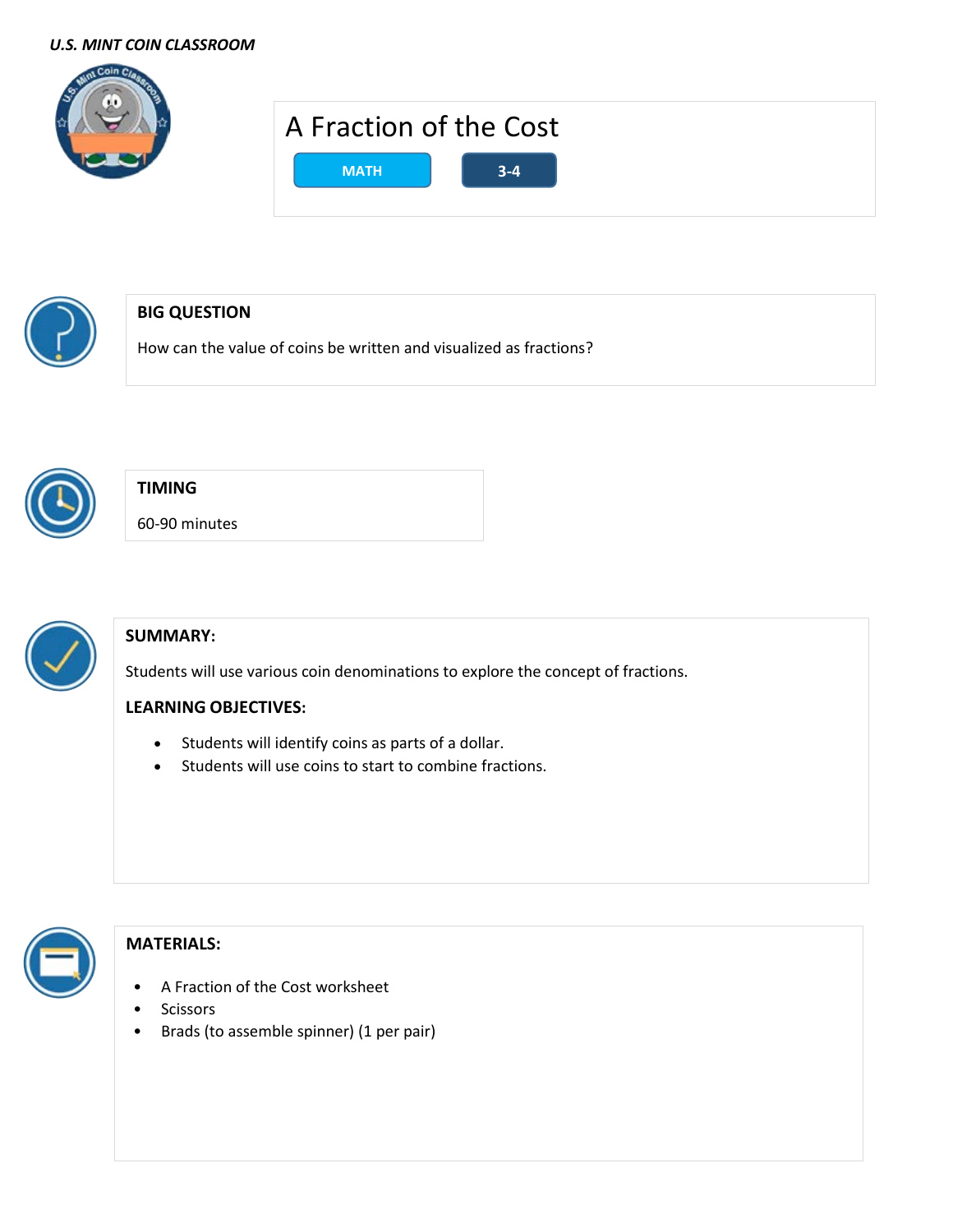*U.S. MINT COIN CLASSROOM*

# A Fraction of the Cost

MATH | 3-4

## BIG QUESTION

How can the value of coins be written and visualized as fractions?

## TIMING

60-90 minutes

## SUMMARY:

Students will use various coin denominations to explore the concept of fractions.

## LEARNING OBJECTIVES:

- Students will identify coins as parts of a dollar.
- Students will use coins to start to combine fractions.

## MATERIALS:

- A Fraction of the Cost worksheet
- Scissors
- Brads (to assemble spinner) (1 per pair)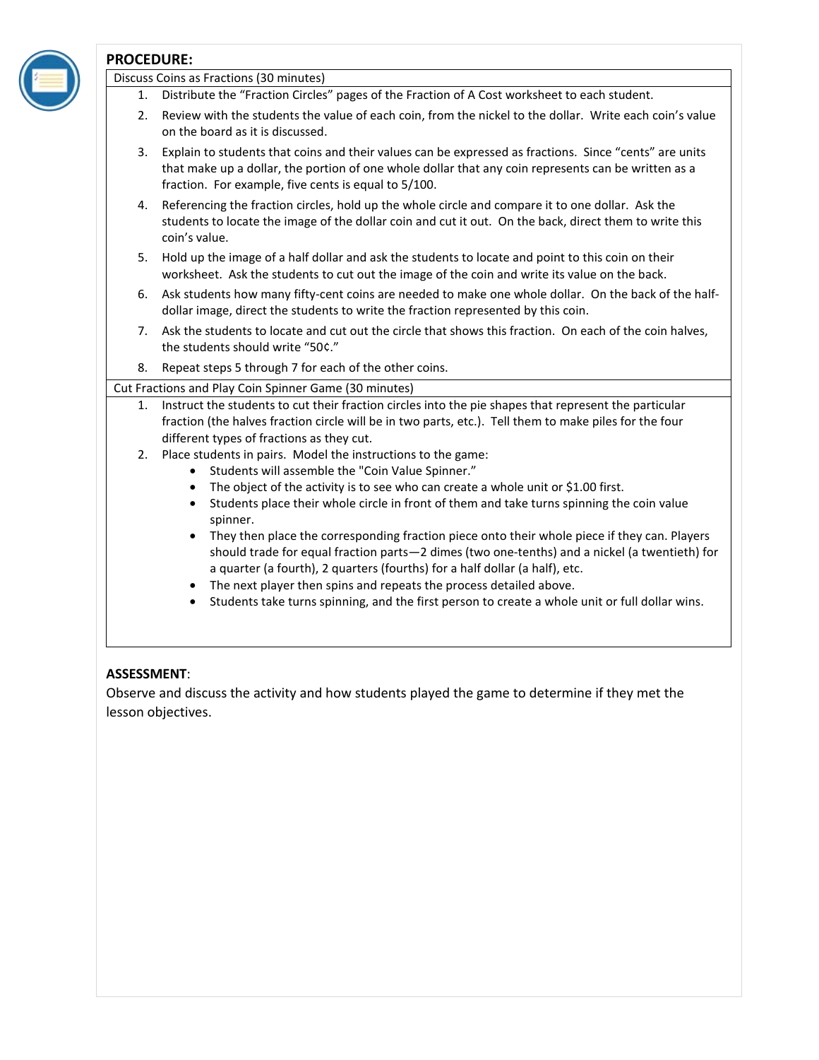## PROCEDURE:

**Discuss Coins as Fractions (30 minutes)**

1. Distribute the "Fraction Circles" pages of the Fraction of A Cost worksheet to each student.
2. Review with the students the value of each coin, from the nickel to the dollar. Write each coin's value on the board as it is discussed.
3. Explain to students that coins and their values can be expressed as fractions. Since "cents" are units that make up a dollar, the portion of one whole dollar that any coin represents can be written as a fraction. For example, five cents is equal to 5/100.
4. Referencing the fraction circles, hold up the whole circle and compare it to one dollar. Ask the students to locate the image of the dollar coin and cut it out. On the back, direct them to write this coin's value.
5. Hold up the image of a half dollar and ask the students to locate and point to this coin on their worksheet. Ask the students to cut out the image of the coin and write its value on the back.
6. Ask students how many fifty-cent coins are needed to make one whole dollar. On the back of the half-dollar image, direct the students to write the fraction represented by this coin.
7. Ask the students to locate and cut out the circle that shows this fraction. On each of the coin halves, the students should write "50¢."
8. Repeat steps 5 through 7 for each of the other coins.

**Cut Fractions and Play Coin Spinner Game (30 minutes)**

1. Instruct the students to cut their fraction circles into the pie shapes that represent the particular fraction (the halves fraction circle will be in two parts, etc.). Tell them to make piles for the four different types of fractions as they cut.
2. Place students in pairs. Model the instructions to the game:
   - Students will assemble the "Coin Value Spinner."
   - The object of the activity is to see who can create a whole unit or $1.00 first.
   - Students place their whole circle in front of them and take turns spinning the coin value spinner.
   - They then place the corresponding fraction piece onto their whole piece if they can. Players should trade for equal fraction parts—2 dimes (two one-tenths) and a nickel (a twentieth) for a quarter (a fourth), 2 quarters (fourths) for a half dollar (a half), etc.
   - The next player then spins and repeats the process detailed above.
   - Students take turns spinning, and the first person to create a whole unit or full dollar wins.

**ASSESSMENT**:

Observe and discuss the activity and how students played the game to determine if they met the lesson objectives.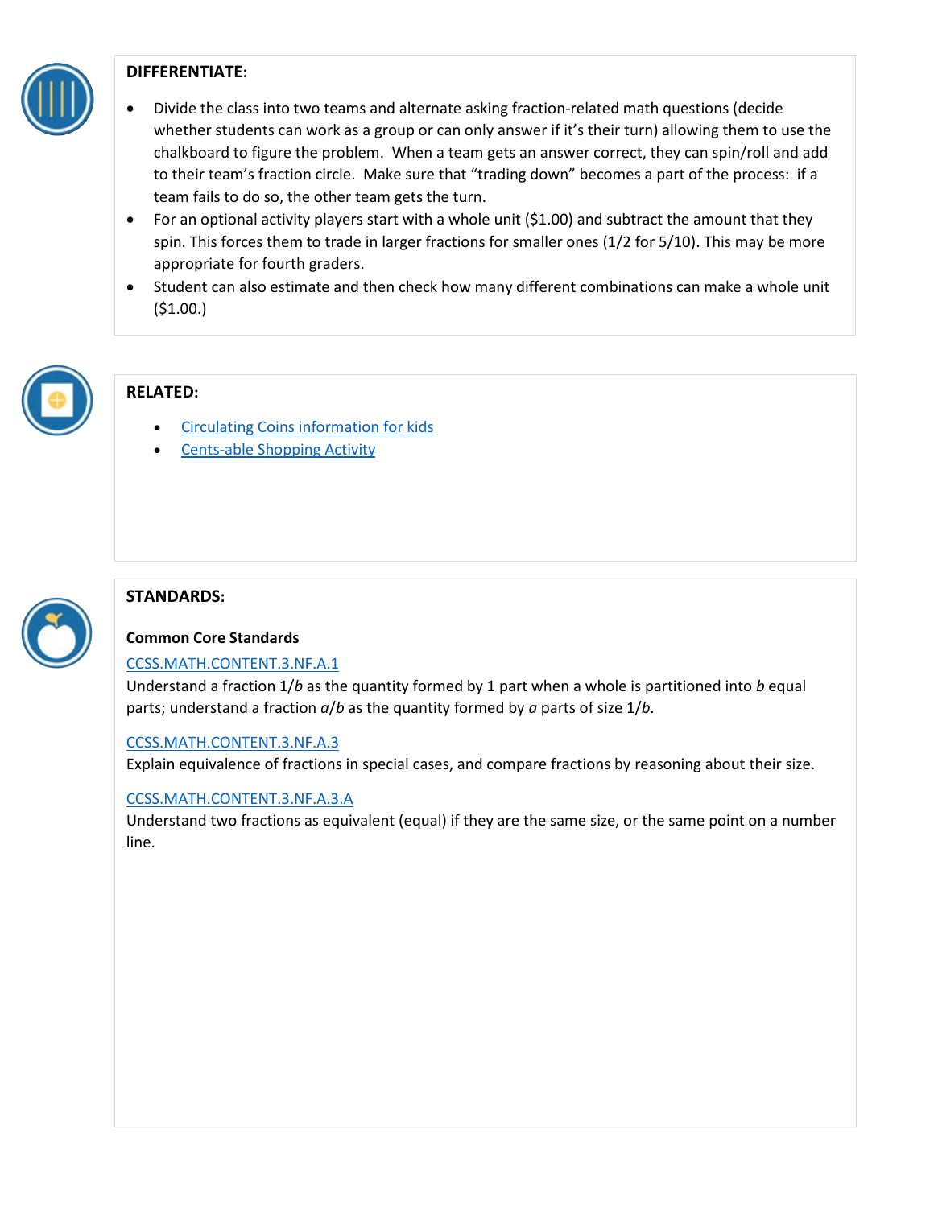## DIFFERENTIATE:

- Divide the class into two teams and alternate asking fraction-related math questions (decide whether students can work as a group or can only answer if it's their turn) allowing them to use the chalkboard to figure the problem. When a team gets an answer correct, they can spin/roll and add to their team's fraction circle. Make sure that "trading down" becomes a part of the process: if a team fails to do so, the other team gets the turn.
- For an optional activity players start with a whole unit ($1.00) and subtract the amount that they spin. This forces them to trade in larger fractions for smaller ones (1/2 for 5/10). This may be more appropriate for fourth graders.
- Student can also estimate and then check how many different combinations can make a whole unit ($1.00.)

## RELATED:

- Circulating Coins information for kids
- Cents-able Shopping Activity

## STANDARDS:

**Common Core Standards**

CCSS.MATH.CONTENT.3.NF.A.1
Understand a fraction $1/b$ as the quantity formed by 1 part when a whole is partitioned into $b$ equal parts; understand a fraction $a/b$ as the quantity formed by $a$ parts of size $1/b$.

CCSS.MATH.CONTENT.3.NF.A.3
Explain equivalence of fractions in special cases, and compare fractions by reasoning about their size.

CCSS.MATH.CONTENT.3.NF.A.3.A
Understand two fractions as equivalent (equal) if they are the same size, or the same point on a number line.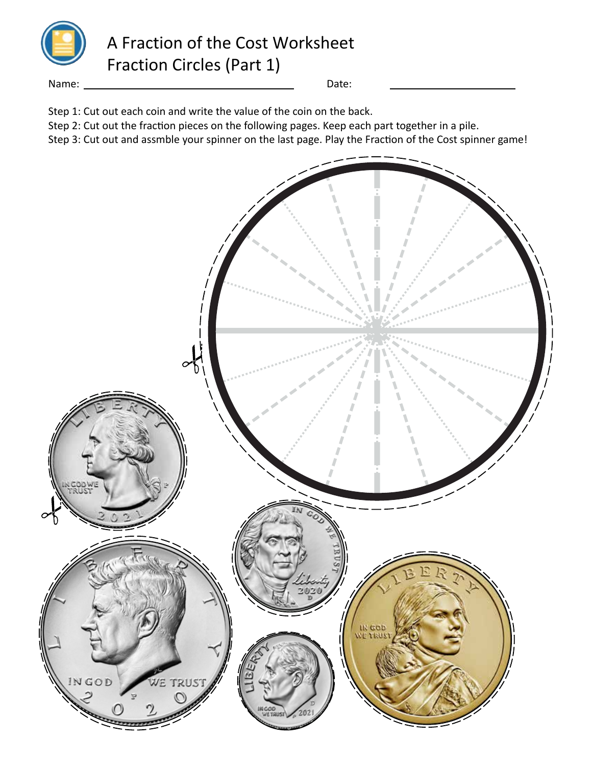# A Fraction of the Cost Worksheet

## Fraction Circles (Part 1)

Name: ______________________________ Date: ____________________

Step 1: Cut out each coin and write the value of the coin on the back.

Step 2: Cut out the fraction pieces on the following pages. Keep each part together in a pile.

Step 3: Cut out and assmble your spinner on the last page. Play the Fraction of the Cost spinner game!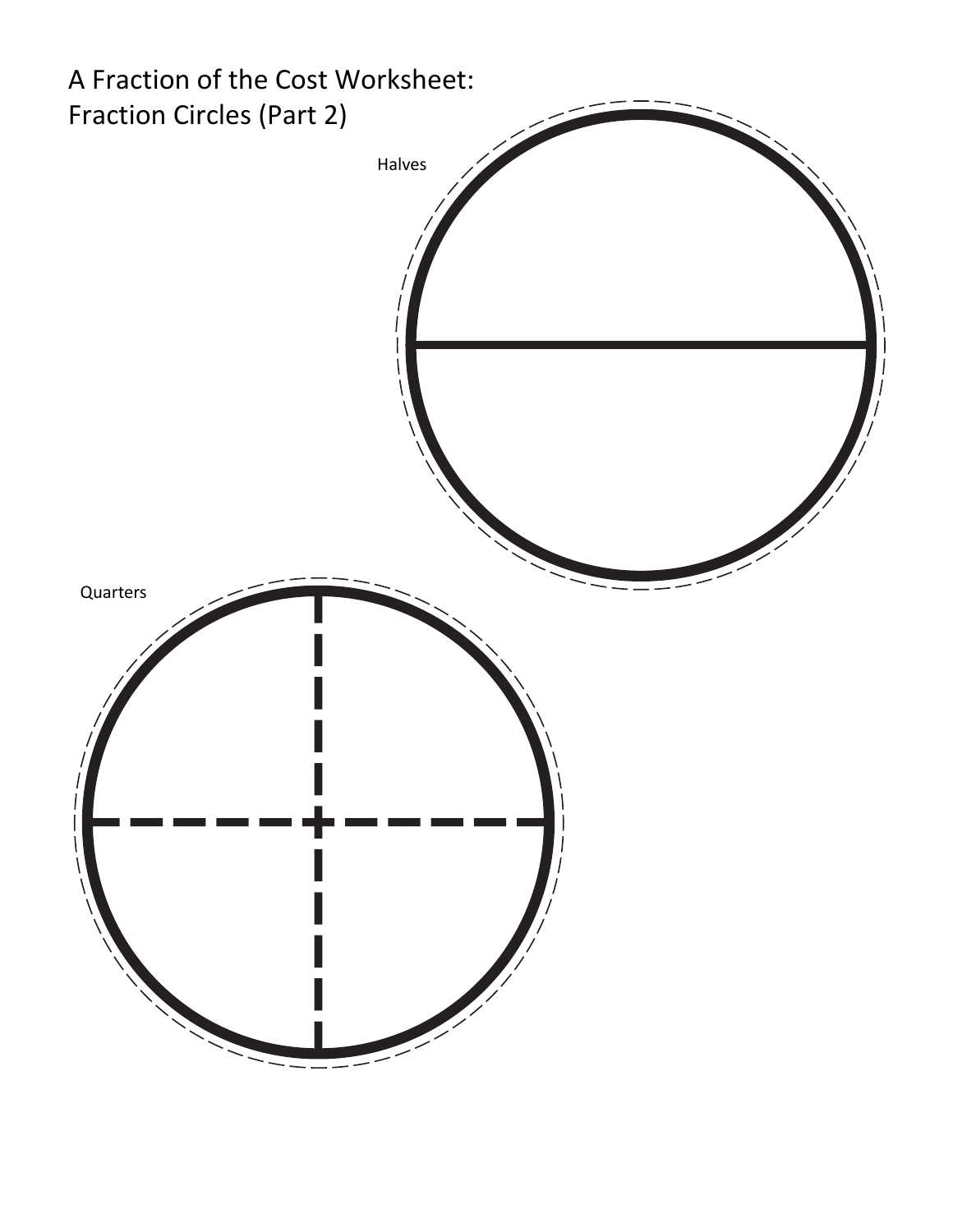# A Fraction of the Cost Worksheet: Fraction Circles (Part 2)

Halves

Quarters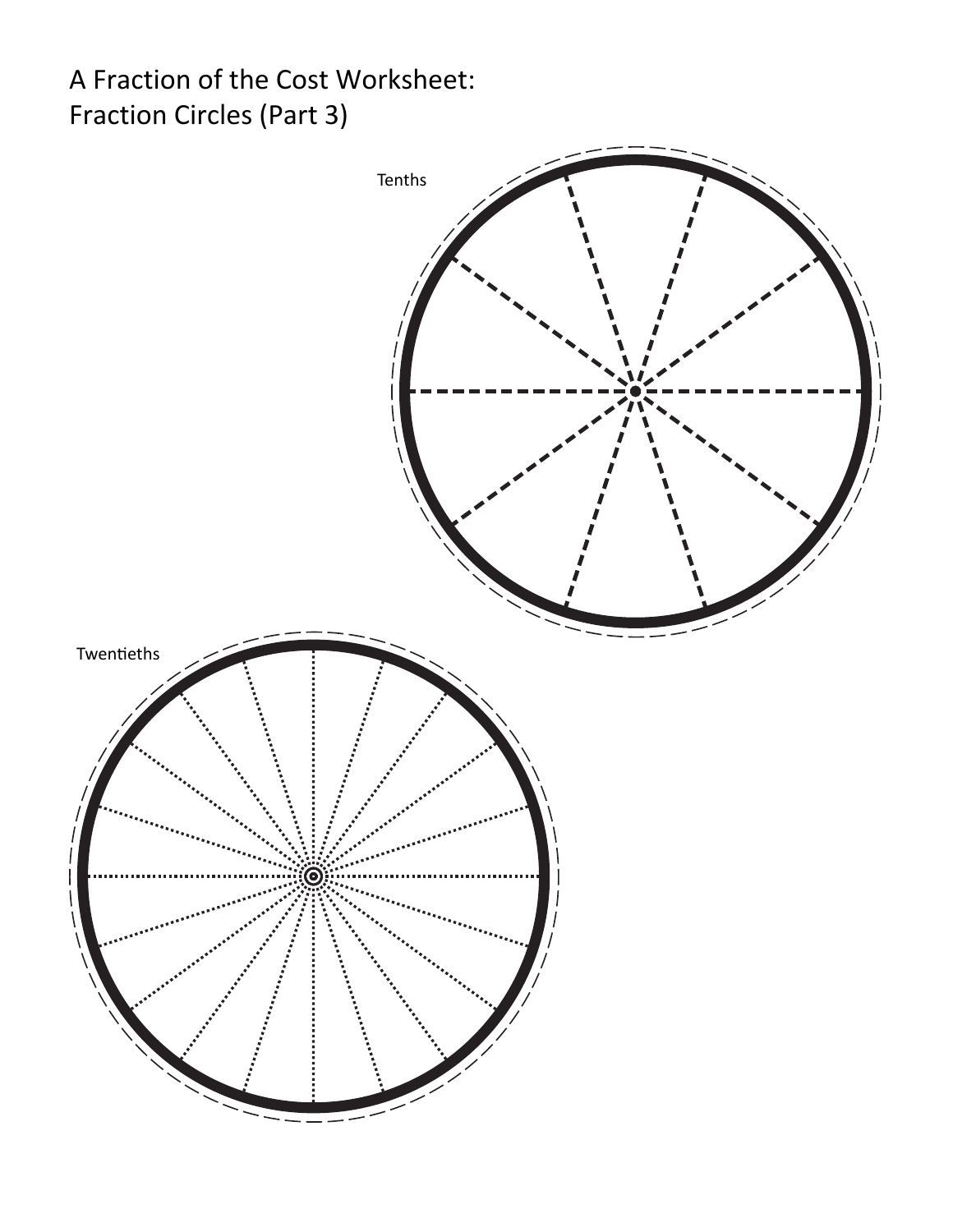# A Fraction of the Cost Worksheet: Fraction Circles (Part 3)

Tenths

Twentieths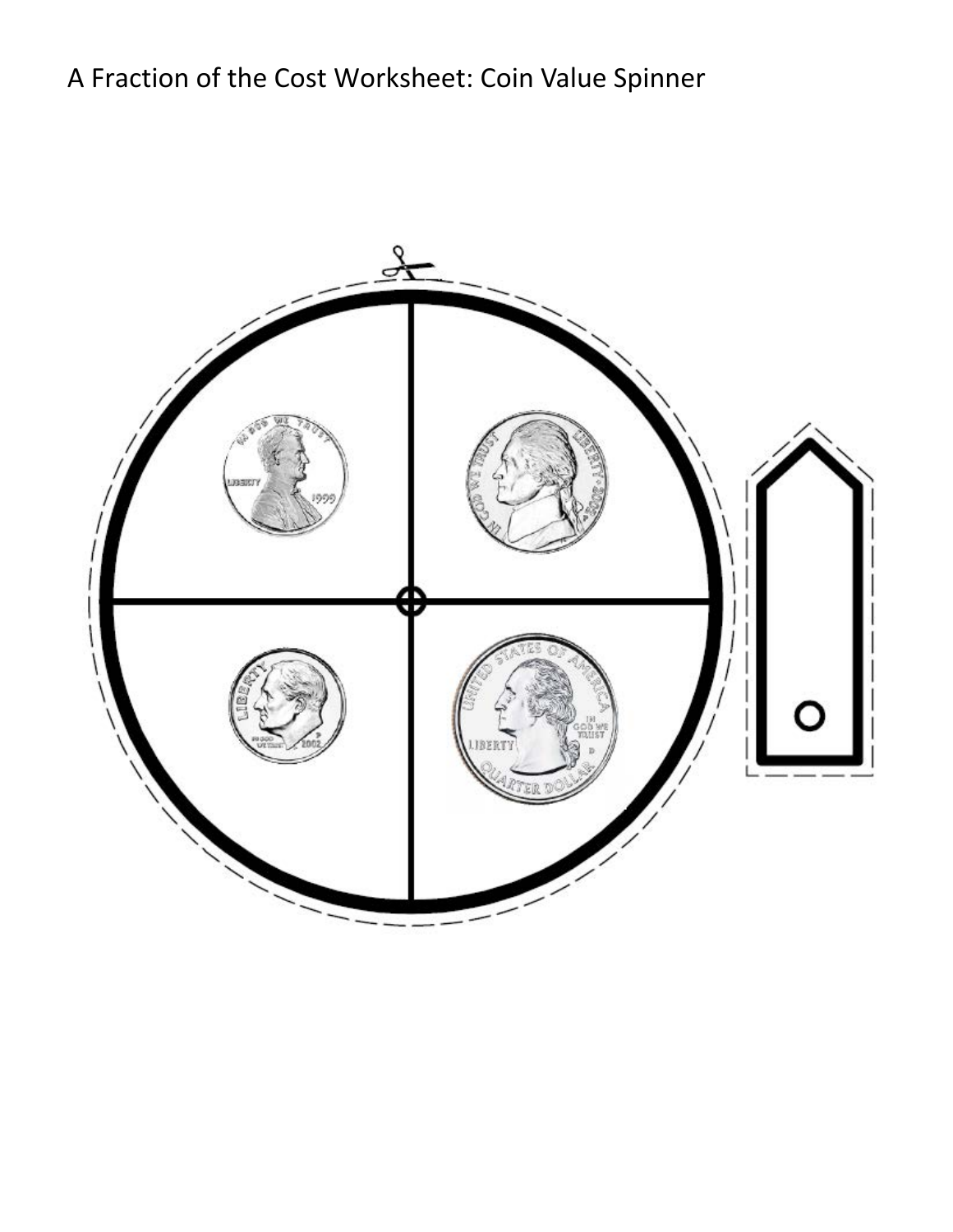A Fraction of the Cost Worksheet: Coin Value Spinner